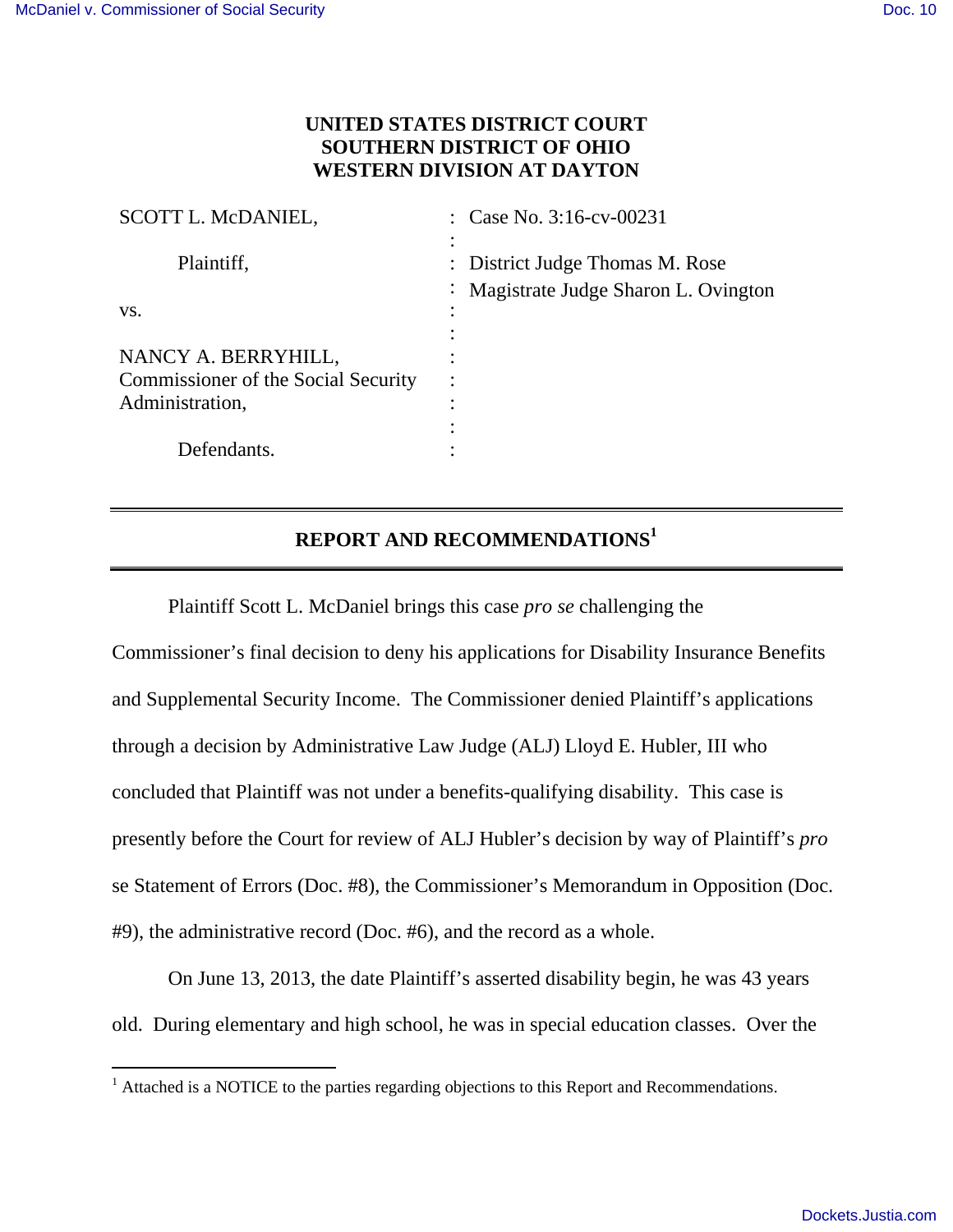**UNITED STATES DISTRICT COURT**
**SOUTHERN DISTRICT OF OHIO**
**WESTERN DIVISION AT DAYTON**

| | | |
|---|---|---|
| SCOTT L. McDANIEL, | : | Case No. 3:16-cv-00231 |
| | : | |
| Plaintiff, | : | District Judge Thomas M. Rose |
| | : | Magistrate Judge Sharon L. Ovington |
| vs. | : | |
| | : | |
| NANCY A. BERRYHILL, Commissioner of the Social Security Administration, | : | |
| | : | |
| Defendants. | : | |

## REPORT AND RECOMMENDATIONS[1]

Plaintiff Scott L. McDaniel brings this case *pro se* challenging the Commissioner's final decision to deny his applications for Disability Insurance Benefits and Supplemental Security Income. The Commissioner denied Plaintiff's applications through a decision by Administrative Law Judge (ALJ) Lloyd E. Hubler, III who concluded that Plaintiff was not under a benefits-qualifying disability. This case is presently before the Court for review of ALJ Hubler's decision by way of Plaintiff's *pro* se Statement of Errors (Doc. #8), the Commissioner's Memorandum in Opposition (Doc. #9), the administrative record (Doc. #6), and the record as a whole.

On June 13, 2013, the date Plaintiff's asserted disability begin, he was 43 years old. During elementary and high school, he was in special education classes. Over the

[1] Attached is a NOTICE to the parties regarding objections to this Report and Recommendations.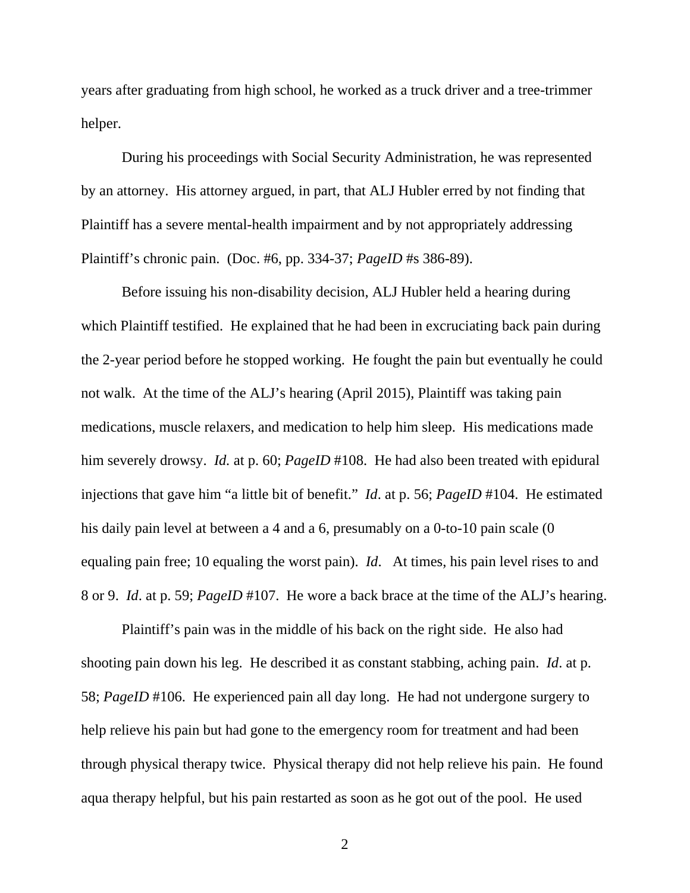years after graduating from high school, he worked as a truck driver and a tree-trimmer helper.

During his proceedings with Social Security Administration, he was represented by an attorney. His attorney argued, in part, that ALJ Hubler erred by not finding that Plaintiff has a severe mental-health impairment and by not appropriately addressing Plaintiff's chronic pain. (Doc. #6, pp. 334-37; *PageID* #s 386-89).

Before issuing his non-disability decision, ALJ Hubler held a hearing during which Plaintiff testified. He explained that he had been in excruciating back pain during the 2-year period before he stopped working. He fought the pain but eventually he could not walk. At the time of the ALJ's hearing (April 2015), Plaintiff was taking pain medications, muscle relaxers, and medication to help him sleep. His medications made him severely drowsy. *Id.* at p. 60; *PageID* #108. He had also been treated with epidural injections that gave him "a little bit of benefit." *Id*. at p. 56; *PageID* #104. He estimated his daily pain level at between a 4 and a 6, presumably on a 0-to-10 pain scale (0 equaling pain free; 10 equaling the worst pain). *Id*. At times, his pain level rises to and 8 or 9. *Id*. at p. 59; *PageID* #107. He wore a back brace at the time of the ALJ's hearing.

Plaintiff's pain was in the middle of his back on the right side. He also had shooting pain down his leg. He described it as constant stabbing, aching pain. *Id*. at p. 58; *PageID* #106. He experienced pain all day long. He had not undergone surgery to help relieve his pain but had gone to the emergency room for treatment and had been through physical therapy twice. Physical therapy did not help relieve his pain. He found aqua therapy helpful, but his pain restarted as soon as he got out of the pool. He used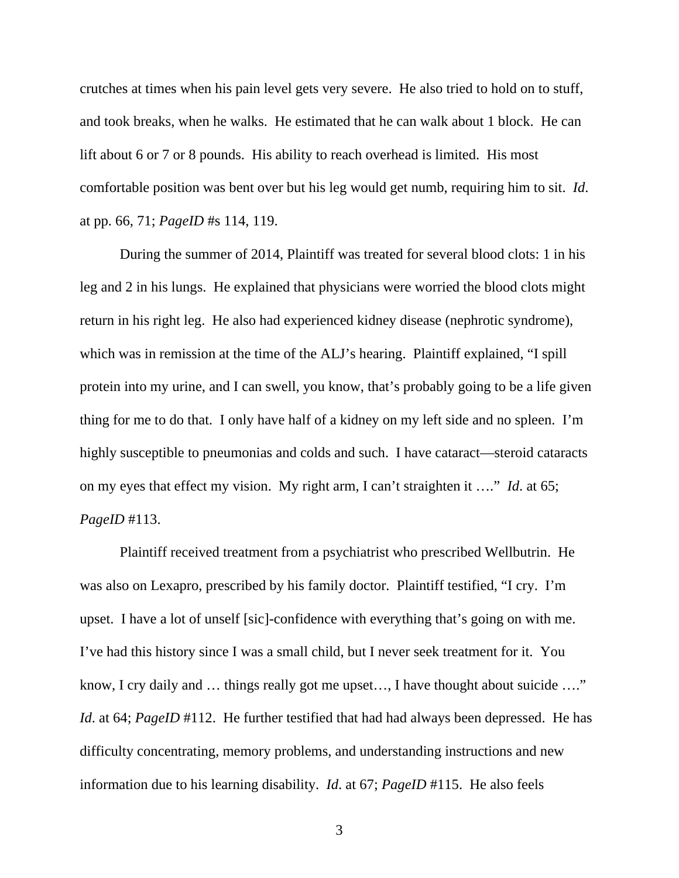crutches at times when his pain level gets very severe. He also tried to hold on to stuff, and took breaks, when he walks. He estimated that he can walk about 1 block. He can lift about 6 or 7 or 8 pounds. His ability to reach overhead is limited. His most comfortable position was bent over but his leg would get numb, requiring him to sit. *Id*. at pp. 66, 71; *PageID* #s 114, 119.

During the summer of 2014, Plaintiff was treated for several blood clots: 1 in his leg and 2 in his lungs. He explained that physicians were worried the blood clots might return in his right leg. He also had experienced kidney disease (nephrotic syndrome), which was in remission at the time of the ALJ's hearing. Plaintiff explained, "I spill protein into my urine, and I can swell, you know, that's probably going to be a life given thing for me to do that. I only have half of a kidney on my left side and no spleen. I'm highly susceptible to pneumonias and colds and such. I have cataract—steroid cataracts on my eyes that effect my vision. My right arm, I can't straighten it …." *Id*. at 65; *PageID* #113.

Plaintiff received treatment from a psychiatrist who prescribed Wellbutrin. He was also on Lexapro, prescribed by his family doctor. Plaintiff testified, "I cry. I'm upset. I have a lot of unself [sic]-confidence with everything that's going on with me. I've had this history since I was a small child, but I never seek treatment for it. You know, I cry daily and … things really got me upset…, I have thought about suicide …." *Id*. at 64; *PageID* #112. He further testified that had had always been depressed. He has difficulty concentrating, memory problems, and understanding instructions and new information due to his learning disability. *Id*. at 67; *PageID* #115. He also feels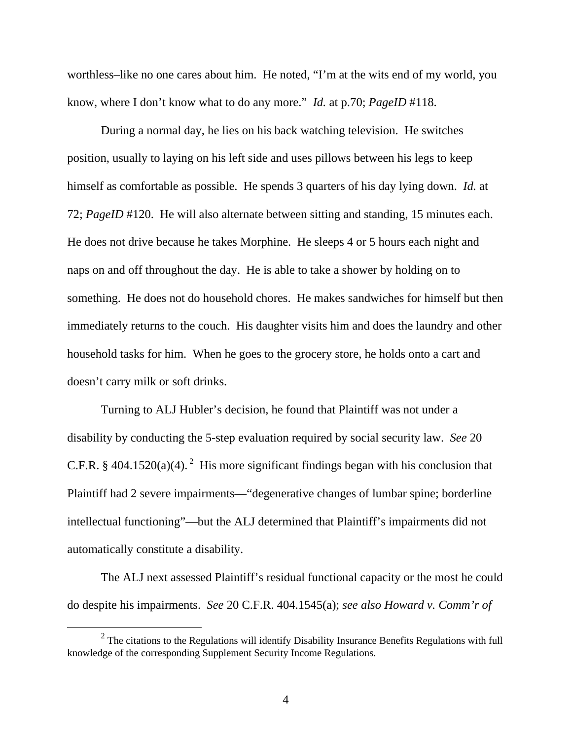worthless–like no one cares about him. He noted, "I'm at the wits end of my world, you know, where I don't know what to do any more." *Id.* at p.70; *PageID* #118.

During a normal day, he lies on his back watching television. He switches position, usually to laying on his left side and uses pillows between his legs to keep himself as comfortable as possible. He spends 3 quarters of his day lying down. *Id.* at 72; *PageID* #120. He will also alternate between sitting and standing, 15 minutes each. He does not drive because he takes Morphine. He sleeps 4 or 5 hours each night and naps on and off throughout the day. He is able to take a shower by holding on to something. He does not do household chores. He makes sandwiches for himself but then immediately returns to the couch. His daughter visits him and does the laundry and other household tasks for him. When he goes to the grocery store, he holds onto a cart and doesn't carry milk or soft drinks.

Turning to ALJ Hubler's decision, he found that Plaintiff was not under a disability by conducting the 5-step evaluation required by social security law. *See* 20 C.F.R. § 404.1520(a)(4).[2] His more significant findings began with his conclusion that Plaintiff had 2 severe impairments—"degenerative changes of lumbar spine; borderline intellectual functioning"—but the ALJ determined that Plaintiff's impairments did not automatically constitute a disability.

The ALJ next assessed Plaintiff's residual functional capacity or the most he could do despite his impairments. *See* 20 C.F.R. 404.1545(a); *see also Howard v. Comm'r of*

[2] The citations to the Regulations will identify Disability Insurance Benefits Regulations with full knowledge of the corresponding Supplement Security Income Regulations.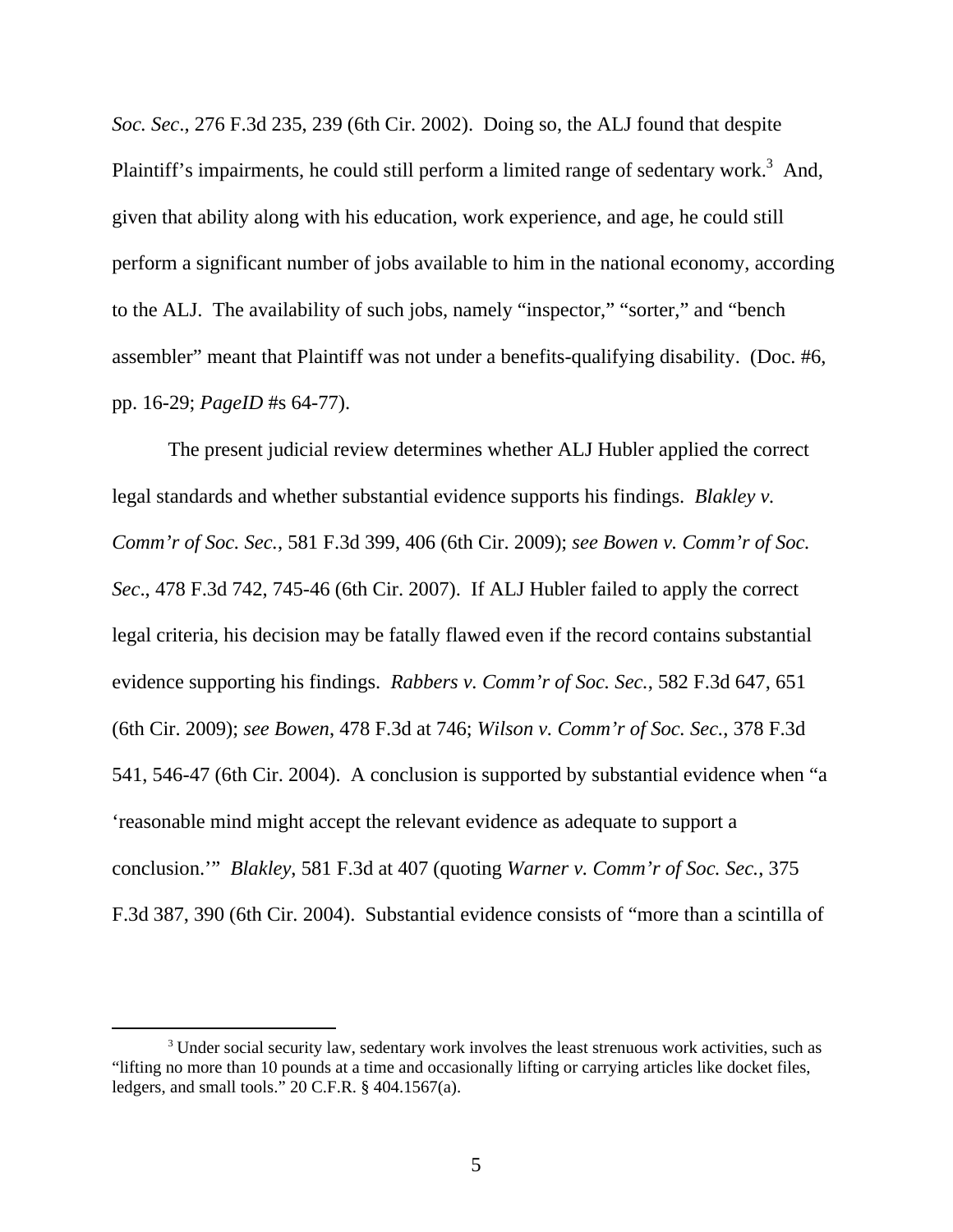*Soc. Sec*., 276 F.3d 235, 239 (6th Cir. 2002). Doing so, the ALJ found that despite Plaintiff's impairments, he could still perform a limited range of sedentary work.[3] And, given that ability along with his education, work experience, and age, he could still perform a significant number of jobs available to him in the national economy, according to the ALJ. The availability of such jobs, namely "inspector," "sorter," and "bench assembler" meant that Plaintiff was not under a benefits-qualifying disability. (Doc. #6, pp. 16-29; *PageID* #s 64-77).

The present judicial review determines whether ALJ Hubler applied the correct legal standards and whether substantial evidence supports his findings. *Blakley v. Comm'r of Soc. Sec.*, 581 F.3d 399, 406 (6th Cir. 2009); *see Bowen v. Comm'r of Soc. Sec*., 478 F.3d 742, 745-46 (6th Cir. 2007). If ALJ Hubler failed to apply the correct legal criteria, his decision may be fatally flawed even if the record contains substantial evidence supporting his findings. *Rabbers v. Comm'r of Soc. Sec.*, 582 F.3d 647, 651 (6th Cir. 2009); *see Bowen*, 478 F.3d at 746; *Wilson v. Comm'r of Soc. Sec.*, 378 F.3d 541, 546-47 (6th Cir. 2004). A conclusion is supported by substantial evidence when "a 'reasonable mind might accept the relevant evidence as adequate to support a conclusion.'" *Blakley*, 581 F.3d at 407 (quoting *Warner v. Comm'r of Soc. Sec.*, 375 F.3d 387, 390 (6th Cir. 2004). Substantial evidence consists of "more than a scintilla of

---

[3] Under social security law, sedentary work involves the least strenuous work activities, such as "lifting no more than 10 pounds at a time and occasionally lifting or carrying articles like docket files, ledgers, and small tools." 20 C.F.R. § 404.1567(a).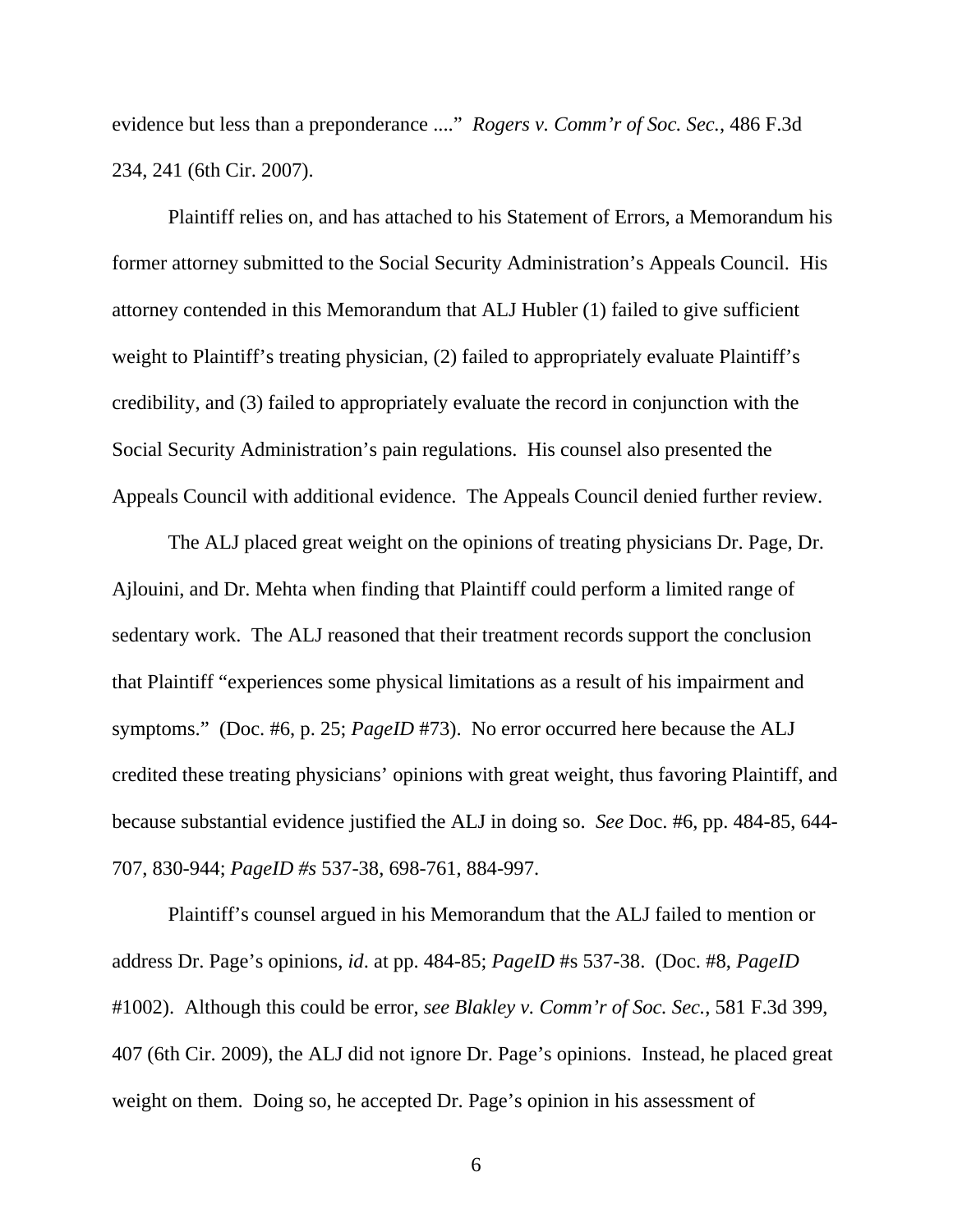evidence but less than a preponderance ....” *Rogers v. Comm’r of Soc. Sec.*, 486 F.3d 234, 241 (6th Cir. 2007).

Plaintiff relies on, and has attached to his Statement of Errors, a Memorandum his former attorney submitted to the Social Security Administration’s Appeals Council. His attorney contended in this Memorandum that ALJ Hubler (1) failed to give sufficient weight to Plaintiff’s treating physician, (2) failed to appropriately evaluate Plaintiff’s credibility, and (3) failed to appropriately evaluate the record in conjunction with the Social Security Administration’s pain regulations. His counsel also presented the Appeals Council with additional evidence. The Appeals Council denied further review.

The ALJ placed great weight on the opinions of treating physicians Dr. Page, Dr. Ajlouini, and Dr. Mehta when finding that Plaintiff could perform a limited range of sedentary work. The ALJ reasoned that their treatment records support the conclusion that Plaintiff “experiences some physical limitations as a result of his impairment and symptoms.” (Doc. #6, p. 25; *PageID* #73). No error occurred here because the ALJ credited these treating physicians’ opinions with great weight, thus favoring Plaintiff, and because substantial evidence justified the ALJ in doing so. *See* Doc. #6, pp. 484-85, 644-707, 830-944; *PageID #s* 537-38, 698-761, 884-997.

Plaintiff’s counsel argued in his Memorandum that the ALJ failed to mention or address Dr. Page’s opinions, *id*. at pp. 484-85; *PageID* #s 537-38. (Doc. #8, *PageID* #1002). Although this could be error, *see Blakley v. Comm’r of Soc. Sec.*, 581 F.3d 399, 407 (6th Cir. 2009), the ALJ did not ignore Dr. Page’s opinions. Instead, he placed great weight on them. Doing so, he accepted Dr. Page’s opinion in his assessment of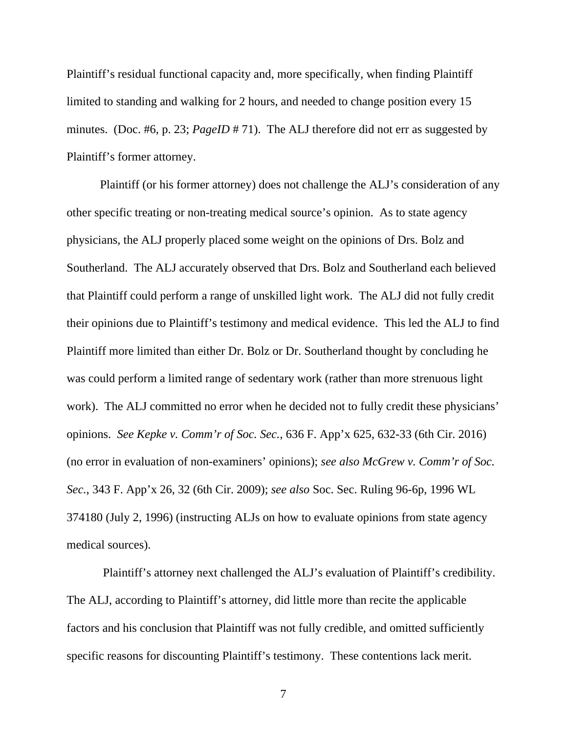Plaintiff's residual functional capacity and, more specifically, when finding Plaintiff limited to standing and walking for 2 hours, and needed to change position every 15 minutes. (Doc. #6, p. 23; *PageID* # 71). The ALJ therefore did not err as suggested by Plaintiff's former attorney.

Plaintiff (or his former attorney) does not challenge the ALJ's consideration of any other specific treating or non-treating medical source's opinion. As to state agency physicians, the ALJ properly placed some weight on the opinions of Drs. Bolz and Southerland. The ALJ accurately observed that Drs. Bolz and Southerland each believed that Plaintiff could perform a range of unskilled light work. The ALJ did not fully credit their opinions due to Plaintiff's testimony and medical evidence. This led the ALJ to find Plaintiff more limited than either Dr. Bolz or Dr. Southerland thought by concluding he was could perform a limited range of sedentary work (rather than more strenuous light work). The ALJ committed no error when he decided not to fully credit these physicians' opinions. *See Kepke v. Comm'r of Soc. Sec.*, 636 F. App'x 625, 632-33 (6th Cir. 2016) (no error in evaluation of non-examiners' opinions); *see also McGrew v. Comm'r of Soc. Sec.*, 343 F. App'x 26, 32 (6th Cir. 2009); *see also* Soc. Sec. Ruling 96-6p, 1996 WL 374180 (July 2, 1996) (instructing ALJs on how to evaluate opinions from state agency medical sources).

Plaintiff's attorney next challenged the ALJ's evaluation of Plaintiff's credibility. The ALJ, according to Plaintiff's attorney, did little more than recite the applicable factors and his conclusion that Plaintiff was not fully credible, and omitted sufficiently specific reasons for discounting Plaintiff's testimony. These contentions lack merit.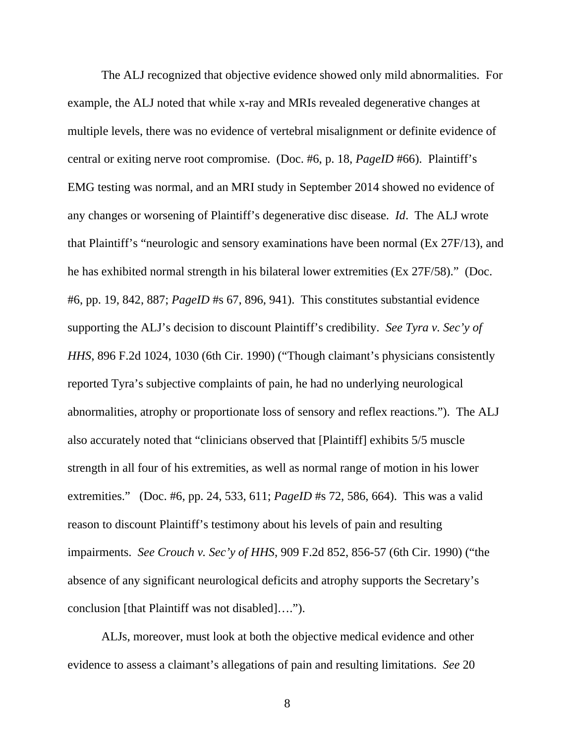The ALJ recognized that objective evidence showed only mild abnormalities. For example, the ALJ noted that while x-ray and MRIs revealed degenerative changes at multiple levels, there was no evidence of vertebral misalignment or definite evidence of central or exiting nerve root compromise. (Doc. #6, p. 18, *PageID* #66). Plaintiff's EMG testing was normal, and an MRI study in September 2014 showed no evidence of any changes or worsening of Plaintiff's degenerative disc disease. *Id*. The ALJ wrote that Plaintiff's "neurologic and sensory examinations have been normal (Ex 27F/13), and he has exhibited normal strength in his bilateral lower extremities (Ex 27F/58)." (Doc. #6, pp. 19, 842, 887; *PageID* #s 67, 896, 941). This constitutes substantial evidence supporting the ALJ's decision to discount Plaintiff's credibility. *See Tyra v. Sec'y of HHS*, 896 F.2d 1024, 1030 (6th Cir. 1990) ("Though claimant's physicians consistently reported Tyra's subjective complaints of pain, he had no underlying neurological abnormalities, atrophy or proportionate loss of sensory and reflex reactions."). The ALJ also accurately noted that "clinicians observed that [Plaintiff] exhibits 5/5 muscle strength in all four of his extremities, as well as normal range of motion in his lower extremities." (Doc. #6, pp. 24, 533, 611; *PageID* #s 72, 586, 664). This was a valid reason to discount Plaintiff's testimony about his levels of pain and resulting impairments. *See Crouch v. Sec'y of HHS*, 909 F.2d 852, 856-57 (6th Cir. 1990) ("the absence of any significant neurological deficits and atrophy supports the Secretary's conclusion [that Plaintiff was not disabled]….").

ALJs, moreover, must look at both the objective medical evidence and other evidence to assess a claimant's allegations of pain and resulting limitations. *See* 20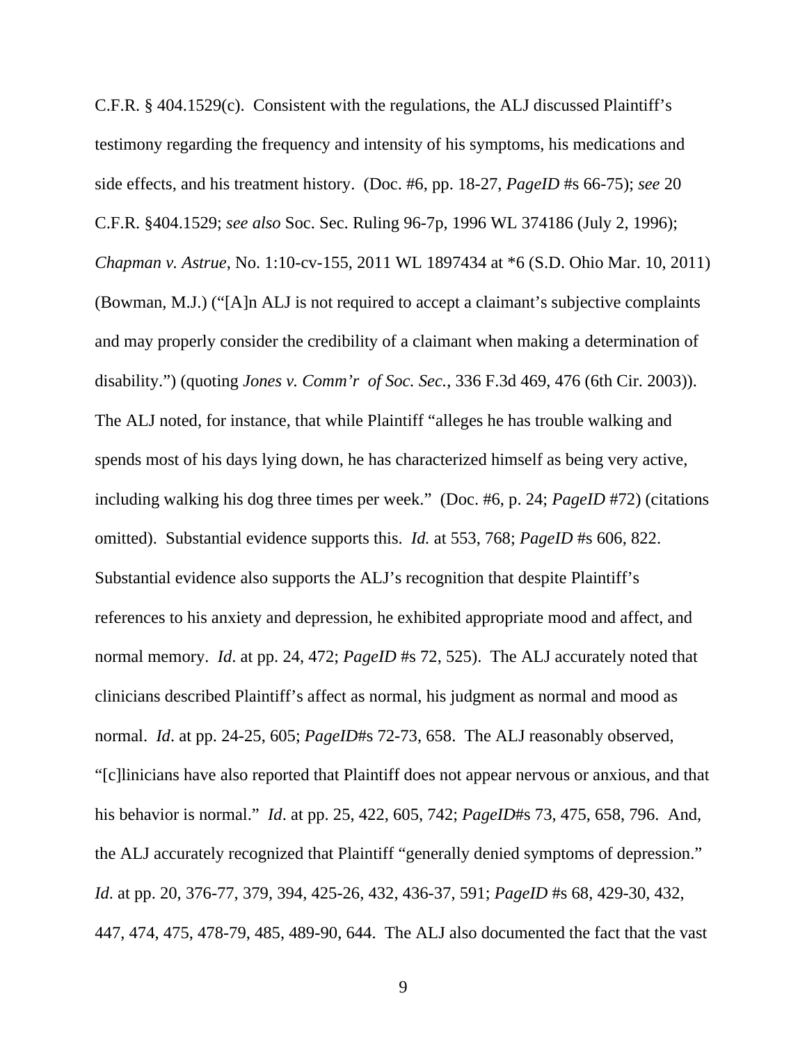C.F.R. § 404.1529(c). Consistent with the regulations, the ALJ discussed Plaintiff's testimony regarding the frequency and intensity of his symptoms, his medications and side effects, and his treatment history. (Doc. #6, pp. 18-27, *PageID* #s 66-75); *see* 20 C.F.R. §404.1529; *see also* Soc. Sec. Ruling 96-7p, 1996 WL 374186 (July 2, 1996); *Chapman v. Astrue*, No. 1:10-cv-155, 2011 WL 1897434 at *6 (S.D. Ohio Mar. 10, 2011) (Bowman, M.J.) ("[A]n ALJ is not required to accept a claimant's subjective complaints and may properly consider the credibility of a claimant when making a determination of disability.") (quoting *Jones v. Comm'r of Soc. Sec.*, 336 F.3d 469, 476 (6th Cir. 2003)). The ALJ noted, for instance, that while Plaintiff "alleges he has trouble walking and spends most of his days lying down, he has characterized himself as being very active, including walking his dog three times per week." (Doc. #6, p. 24; *PageID* #72) (citations omitted). Substantial evidence supports this. *Id.* at 553, 768; *PageID* #s 606, 822. Substantial evidence also supports the ALJ's recognition that despite Plaintiff's references to his anxiety and depression, he exhibited appropriate mood and affect, and normal memory. *Id*. at pp. 24, 472; *PageID* #s 72, 525). The ALJ accurately noted that clinicians described Plaintiff's affect as normal, his judgment as normal and mood as normal. *Id*. at pp. 24-25, 605; *PageID*#s 72-73, 658. The ALJ reasonably observed, "[c]linicians have also reported that Plaintiff does not appear nervous or anxious, and that his behavior is normal." *Id*. at pp. 25, 422, 605, 742; *PageID*#s 73, 475, 658, 796. And, the ALJ accurately recognized that Plaintiff "generally denied symptoms of depression." *Id*. at pp. 20, 376-77, 379, 394, 425-26, 432, 436-37, 591; *PageID* #s 68, 429-30, 432, 447, 474, 475, 478-79, 485, 489-90, 644. The ALJ also documented the fact that the vast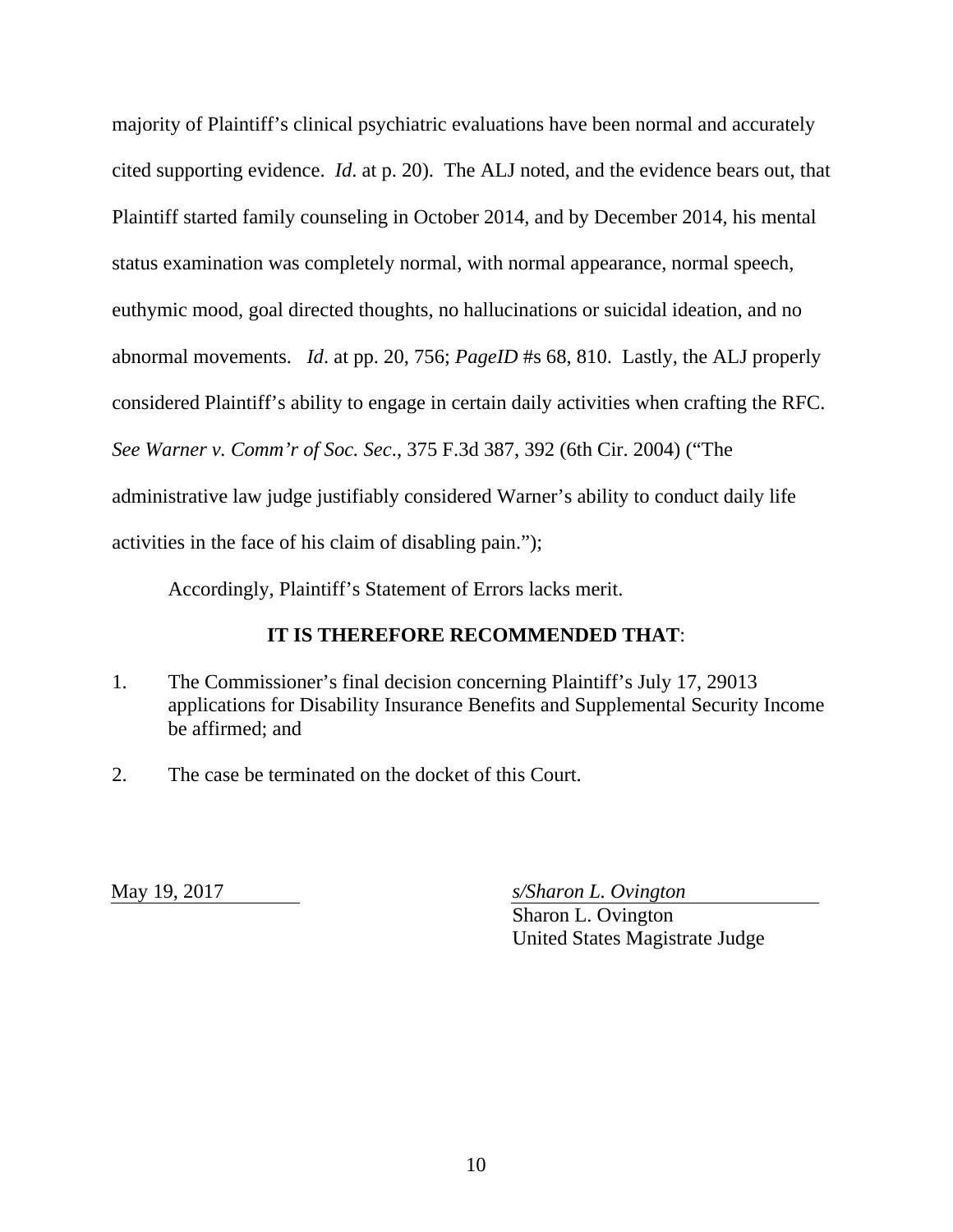majority of Plaintiff's clinical psychiatric evaluations have been normal and accurately cited supporting evidence. *Id*. at p. 20). The ALJ noted, and the evidence bears out, that Plaintiff started family counseling in October 2014, and by December 2014, his mental status examination was completely normal, with normal appearance, normal speech, euthymic mood, goal directed thoughts, no hallucinations or suicidal ideation, and no abnormal movements. *Id*. at pp. 20, 756; *PageID* #s 68, 810. Lastly, the ALJ properly considered Plaintiff's ability to engage in certain daily activities when crafting the RFC. *See Warner v. Comm'r of Soc. Sec*., 375 F.3d 387, 392 (6th Cir. 2004) ("The administrative law judge justifiably considered Warner's ability to conduct daily life activities in the face of his claim of disabling pain.");

Accordingly, Plaintiff's Statement of Errors lacks merit.

**IT IS THEREFORE RECOMMENDED THAT**:

1. The Commissioner's final decision concerning Plaintiff's July 17, 29013 applications for Disability Insurance Benefits and Supplemental Security Income be affirmed; and

2. The case be terminated on the docket of this Court.

May 19, 2017

*s/Sharon L. Ovington*
Sharon L. Ovington
United States Magistrate Judge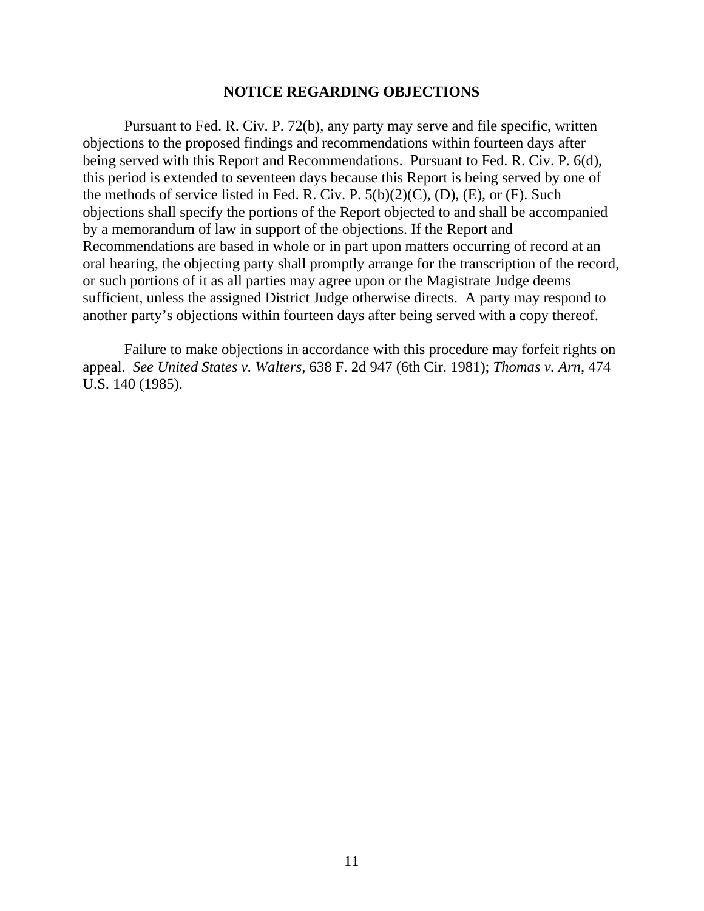## NOTICE REGARDING OBJECTIONS

Pursuant to Fed. R. Civ. P. 72(b), any party may serve and file specific, written objections to the proposed findings and recommendations within fourteen days after being served with this Report and Recommendations. Pursuant to Fed. R. Civ. P. 6(d), this period is extended to seventeen days because this Report is being served by one of the methods of service listed in Fed. R. Civ. P. 5(b)(2)(C), (D), (E), or (F). Such objections shall specify the portions of the Report objected to and shall be accompanied by a memorandum of law in support of the objections. If the Report and Recommendations are based in whole or in part upon matters occurring of record at an oral hearing, the objecting party shall promptly arrange for the transcription of the record, or such portions of it as all parties may agree upon or the Magistrate Judge deems sufficient, unless the assigned District Judge otherwise directs. A party may respond to another party's objections within fourteen days after being served with a copy thereof.

Failure to make objections in accordance with this procedure may forfeit rights on appeal. *See United States v. Walters*, 638 F. 2d 947 (6th Cir. 1981); *Thomas v. Arn*, 474 U.S. 140 (1985).